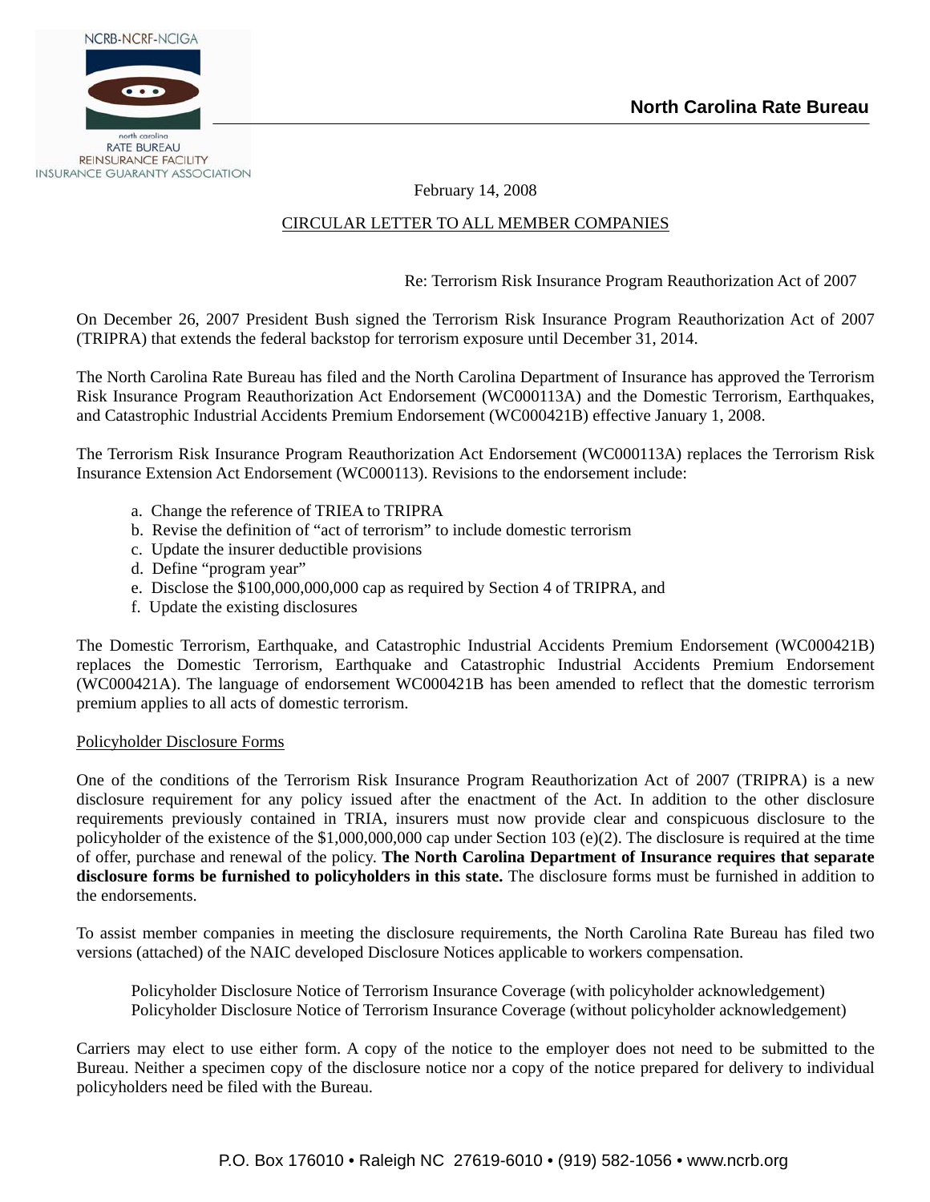NCRB-NCRF-NCIGA

north carolina
RATE BUREAU
REINSURANCE FACILITY
INSURANCE GUARANTY ASSOCIATION

**North Carolina Rate Bureau**

February 14, 2008

CIRCULAR LETTER TO ALL MEMBER COMPANIES

Re: Terrorism Risk Insurance Program Reauthorization Act of 2007

On December 26, 2007 President Bush signed the Terrorism Risk Insurance Program Reauthorization Act of 2007 (TRIPRA) that extends the federal backstop for terrorism exposure until December 31, 2014.

The North Carolina Rate Bureau has filed and the North Carolina Department of Insurance has approved the Terrorism Risk Insurance Program Reauthorization Act Endorsement (WC000113A) and the Domestic Terrorism, Earthquakes, and Catastrophic Industrial Accidents Premium Endorsement (WC000421B) effective January 1, 2008.

The Terrorism Risk Insurance Program Reauthorization Act Endorsement (WC000113A) replaces the Terrorism Risk Insurance Extension Act Endorsement (WC000113). Revisions to the endorsement include:

a. Change the reference of TRIEA to TRIPRA
b. Revise the definition of "act of terrorism" to include domestic terrorism
c. Update the insurer deductible provisions
d. Define "program year"
e. Disclose the $100,000,000,000 cap as required by Section 4 of TRIPRA, and
f. Update the existing disclosures

The Domestic Terrorism, Earthquake, and Catastrophic Industrial Accidents Premium Endorsement (WC000421B) replaces the Domestic Terrorism, Earthquake and Catastrophic Industrial Accidents Premium Endorsement (WC000421A). The language of endorsement WC000421B has been amended to reflect that the domestic terrorism premium applies to all acts of domestic terrorism.

Policyholder Disclosure Forms

One of the conditions of the Terrorism Risk Insurance Program Reauthorization Act of 2007 (TRIPRA) is a new disclosure requirement for any policy issued after the enactment of the Act. In addition to the other disclosure requirements previously contained in TRIA, insurers must now provide clear and conspicuous disclosure to the policyholder of the existence of the $1,000,000,000 cap under Section 103 (e)(2). The disclosure is required at the time of offer, purchase and renewal of the policy. **The North Carolina Department of Insurance requires that separate disclosure forms be furnished to policyholders in this state.** The disclosure forms must be furnished in addition to the endorsements.

To assist member companies in meeting the disclosure requirements, the North Carolina Rate Bureau has filed two versions (attached) of the NAIC developed Disclosure Notices applicable to workers compensation.

Policyholder Disclosure Notice of Terrorism Insurance Coverage (with policyholder acknowledgement)
Policyholder Disclosure Notice of Terrorism Insurance Coverage (without policyholder acknowledgement)

Carriers may elect to use either form. A copy of the notice to the employer does not need to be submitted to the Bureau. Neither a specimen copy of the disclosure notice nor a copy of the notice prepared for delivery to individual policyholders need be filed with the Bureau.

P.O. Box 176010 • Raleigh NC 27619-6010 • (919) 582-1056 • www.ncrb.org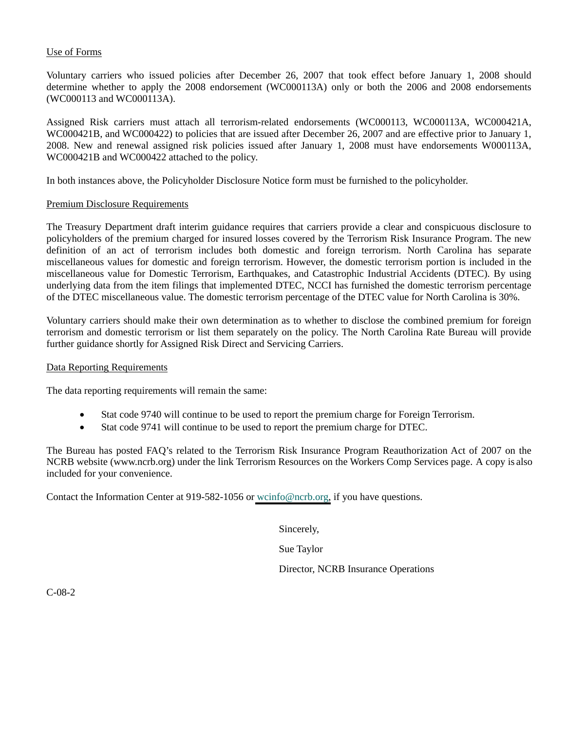Use of Forms

Voluntary carriers who issued policies after December 26, 2007 that took effect before January 1, 2008 should determine whether to apply the 2008 endorsement (WC000113A) only or both the 2006 and 2008 endorsements (WC000113 and WC000113A).

Assigned Risk carriers must attach all terrorism-related endorsements (WC000113, WC000113A, WC000421A, WC000421B, and WC000422) to policies that are issued after December 26, 2007 and are effective prior to January 1, 2008. New and renewal assigned risk policies issued after January 1, 2008 must have endorsements W000113A, WC000421B and WC000422 attached to the policy.

In both instances above, the Policyholder Disclosure Notice form must be furnished to the policyholder.

Premium Disclosure Requirements

The Treasury Department draft interim guidance requires that carriers provide a clear and conspicuous disclosure to policyholders of the premium charged for insured losses covered by the Terrorism Risk Insurance Program. The new definition of an act of terrorism includes both domestic and foreign terrorism. North Carolina has separate miscellaneous values for domestic and foreign terrorism. However, the domestic terrorism portion is included in the miscellaneous value for Domestic Terrorism, Earthquakes, and Catastrophic Industrial Accidents (DTEC). By using underlying data from the item filings that implemented DTEC, NCCI has furnished the domestic terrorism percentage of the DTEC miscellaneous value. The domestic terrorism percentage of the DTEC value for North Carolina is 30%.

Voluntary carriers should make their own determination as to whether to disclose the combined premium for foreign terrorism and domestic terrorism or list them separately on the policy. The North Carolina Rate Bureau will provide further guidance shortly for Assigned Risk Direct and Servicing Carriers.

Data Reporting Requirements

The data reporting requirements will remain the same:

- Stat code 9740 will continue to be used to report the premium charge for Foreign Terrorism.
- Stat code 9741 will continue to be used to report the premium charge for DTEC.

The Bureau has posted FAQ's related to the Terrorism Risk Insurance Program Reauthorization Act of 2007 on the NCRB website (www.ncrb.org) under the link Terrorism Resources on the Workers Comp Services page. A copy is also included for your convenience.

Contact the Information Center at 919-582-1056 or wcinfo@ncrb.org, if you have questions.

Sincerely,

Sue Taylor

Director, NCRB Insurance Operations

C-08-2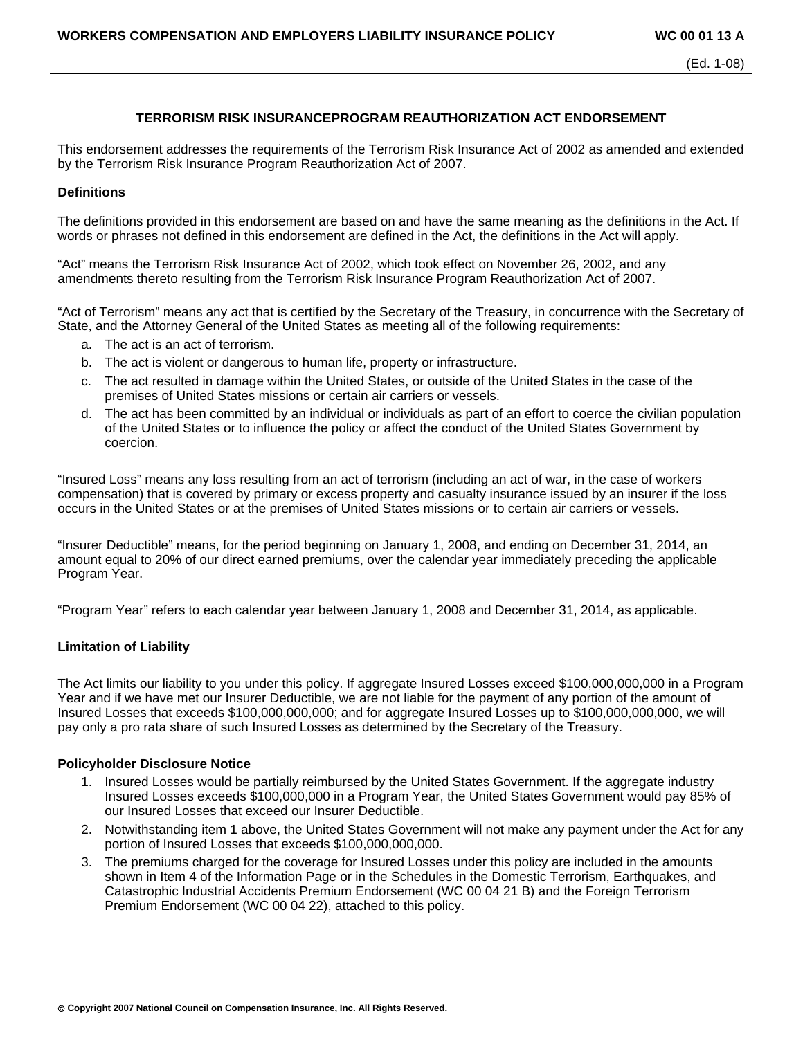# TERRORISM RISK INSURANCEPROGRAM REAUTHORIZATION ACT ENDORSEMENT

This endorsement addresses the requirements of the Terrorism Risk Insurance Act of 2002 as amended and extended by the Terrorism Risk Insurance Program Reauthorization Act of 2007.

### Definitions

The definitions provided in this endorsement are based on and have the same meaning as the definitions in the Act. If words or phrases not defined in this endorsement are defined in the Act, the definitions in the Act will apply.

"Act" means the Terrorism Risk Insurance Act of 2002, which took effect on November 26, 2002, and any amendments thereto resulting from the Terrorism Risk Insurance Program Reauthorization Act of 2007.

"Act of Terrorism" means any act that is certified by the Secretary of the Treasury, in concurrence with the Secretary of State, and the Attorney General of the United States as meeting all of the following requirements:

a. The act is an act of terrorism.
b. The act is violent or dangerous to human life, property or infrastructure.
c. The act resulted in damage within the United States, or outside of the United States in the case of the premises of United States missions or certain air carriers or vessels.
d. The act has been committed by an individual or individuals as part of an effort to coerce the civilian population of the United States or to influence the policy or affect the conduct of the United States Government by coercion.

"Insured Loss" means any loss resulting from an act of terrorism (including an act of war, in the case of workers compensation) that is covered by primary or excess property and casualty insurance issued by an insurer if the loss occurs in the United States or at the premises of United States missions or to certain air carriers or vessels.

"Insurer Deductible" means, for the period beginning on January 1, 2008, and ending on December 31, 2014, an amount equal to 20% of our direct earned premiums, over the calendar year immediately preceding the applicable Program Year.

"Program Year" refers to each calendar year between January 1, 2008 and December 31, 2014, as applicable.

### Limitation of Liability

The Act limits our liability to you under this policy. If aggregate Insured Losses exceed $100,000,000,000 in a Program Year and if we have met our Insurer Deductible, we are not liable for the payment of any portion of the amount of Insured Losses that exceeds $100,000,000,000; and for aggregate Insured Losses up to $100,000,000,000, we will pay only a pro rata share of such Insured Losses as determined by the Secretary of the Treasury.

### Policyholder Disclosure Notice

1. Insured Losses would be partially reimbursed by the United States Government. If the aggregate industry Insured Losses exceeds $100,000,000 in a Program Year, the United States Government would pay 85% of our Insured Losses that exceed our Insurer Deductible.
2. Notwithstanding item 1 above, the United States Government will not make any payment under the Act for any portion of Insured Losses that exceeds $100,000,000,000.
3. The premiums charged for the coverage for Insured Losses under this policy are included in the amounts shown in Item 4 of the Information Page or in the Schedules in the Domestic Terrorism, Earthquakes, and Catastrophic Industrial Accidents Premium Endorsement (WC 00 04 21 B) and the Foreign Terrorism Premium Endorsement (WC 00 04 22), attached to this policy.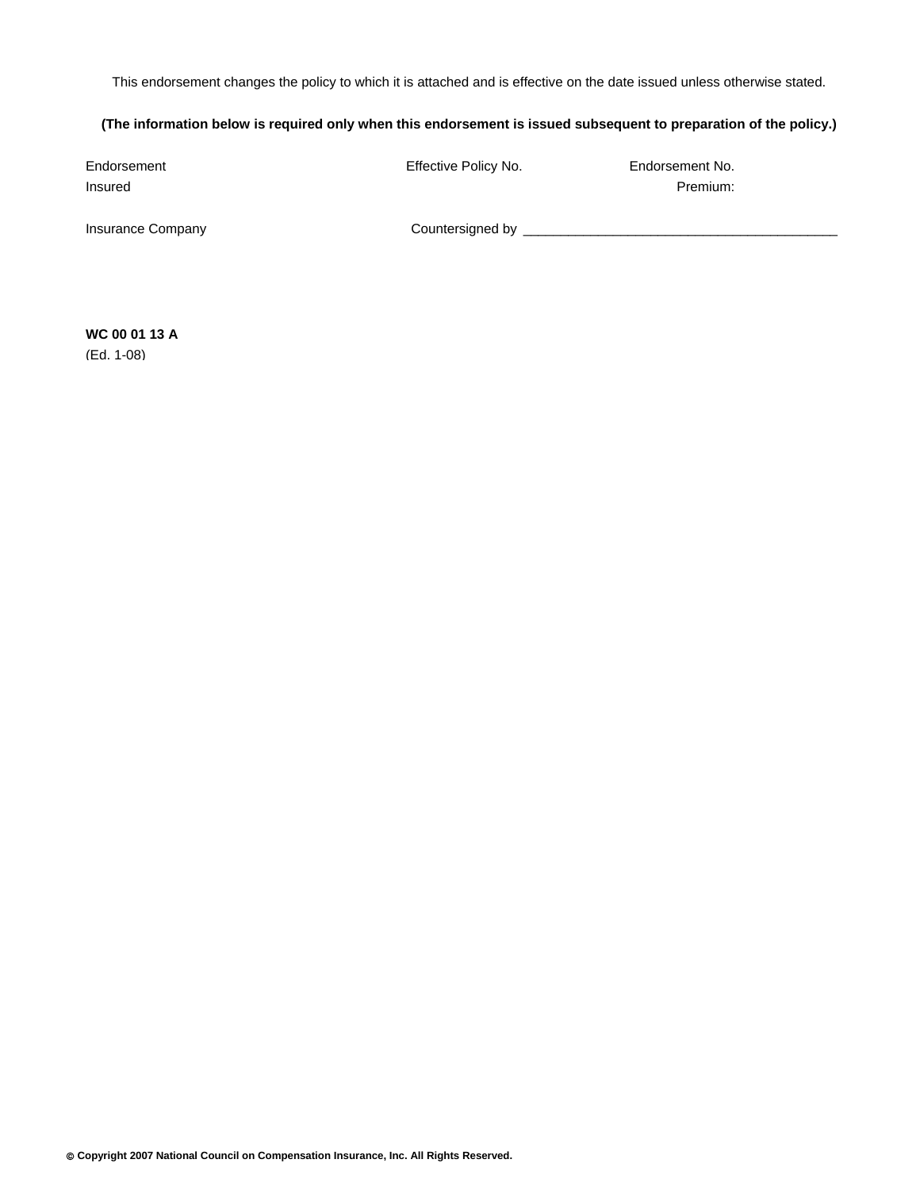This endorsement changes the policy to which it is attached and is effective on the date issued unless otherwise stated.

**(The information below is required only when this endorsement is issued subsequent to preparation of the policy.)**

Endorsement Effective Policy No. Endorsement No.
Insured Premium:

Insurance Company Countersigned by ____________________________________________

**WC 00 01 13 A**
(Ed. 1-08)

**© Copyright 2007 National Council on Compensation Insurance, Inc. All Rights Reserved.**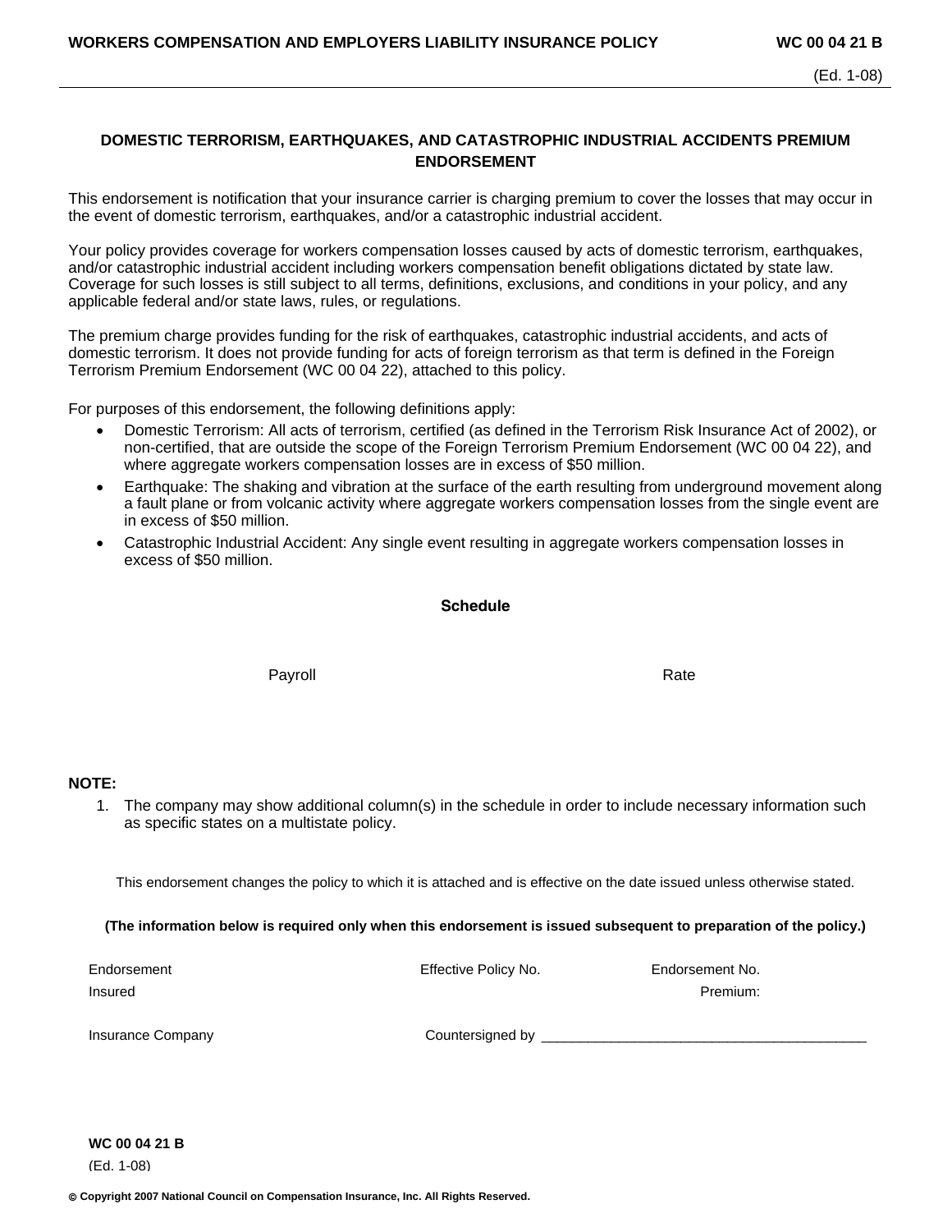# DOMESTIC TERRORISM, EARTHQUAKES, AND CATASTROPHIC INDUSTRIAL ACCIDENTS PREMIUM ENDORSEMENT

This endorsement is notification that your insurance carrier is charging premium to cover the losses that may occur in the event of domestic terrorism, earthquakes, and/or a catastrophic industrial accident.

Your policy provides coverage for workers compensation losses caused by acts of domestic terrorism, earthquakes, and/or catastrophic industrial accident including workers compensation benefit obligations dictated by state law. Coverage for such losses is still subject to all terms, definitions, exclusions, and conditions in your policy, and any applicable federal and/or state laws, rules, or regulations.

The premium charge provides funding for the risk of earthquakes, catastrophic industrial accidents, and acts of domestic terrorism. It does not provide funding for acts of foreign terrorism as that term is defined in the Foreign Terrorism Premium Endorsement (WC 00 04 22), attached to this policy.

For purposes of this endorsement, the following definitions apply:

- Domestic Terrorism: All acts of terrorism, certified (as defined in the Terrorism Risk Insurance Act of 2002), or non-certified, that are outside the scope of the Foreign Terrorism Premium Endorsement (WC 00 04 22), and where aggregate workers compensation losses are in excess of $50 million.
- Earthquake: The shaking and vibration at the surface of the earth resulting from underground movement along a fault plane or from volcanic activity where aggregate workers compensation losses from the single event are in excess of $50 million.
- Catastrophic Industrial Accident: Any single event resulting in aggregate workers compensation losses in excess of $50 million.

## Schedule

| Payroll | Rate |
|---|---|
| | |

**NOTE:**

1. The company may show additional column(s) in the schedule in order to include necessary information such as specific states on a multistate policy.

This endorsement changes the policy to which it is attached and is effective on the date issued unless otherwise stated.

**(The information below is required only when this endorsement is issued subsequent to preparation of the policy.)**

Endorsement Effective Policy No. Endorsement No.

Insured Premium:

Insurance Company Countersigned by ________________________________________

**WC 00 04 21 B**

(Ed. 1-08)

© Copyright 2007 National Council on Compensation Insurance, Inc. All Rights Reserved.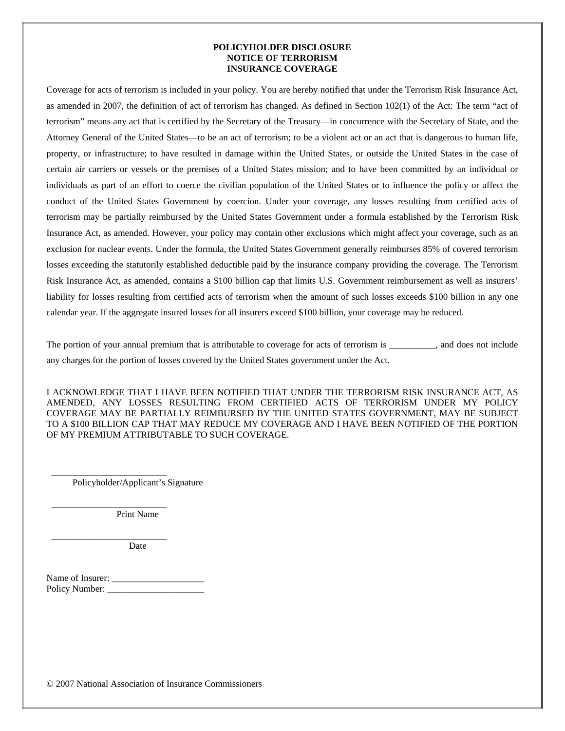# POLICYHOLDER DISCLOSURE
# NOTICE OF TERRORISM
# INSURANCE COVERAGE

Coverage for acts of terrorism is included in your policy. You are hereby notified that under the Terrorism Risk Insurance Act, as amended in 2007, the definition of act of terrorism has changed. As defined in Section 102(1) of the Act: The term "act of terrorism" means any act that is certified by the Secretary of the Treasury—in concurrence with the Secretary of State, and the Attorney General of the United States—to be an act of terrorism; to be a violent act or an act that is dangerous to human life, property, or infrastructure; to have resulted in damage within the United States, or outside the United States in the case of certain air carriers or vessels or the premises of a United States mission; and to have been committed by an individual or individuals as part of an effort to coerce the civilian population of the United States or to influence the policy or affect the conduct of the United States Government by coercion. Under your coverage, any losses resulting from certified acts of terrorism may be partially reimbursed by the United States Government under a formula established by the Terrorism Risk Insurance Act, as amended. However, your policy may contain other exclusions which might affect your coverage, such as an exclusion for nuclear events. Under the formula, the United States Government generally reimburses 85% of covered terrorism losses exceeding the statutorily established deductible paid by the insurance company providing the coverage. The Terrorism Risk Insurance Act, as amended, contains a $100 billion cap that limits U.S. Government reimbursement as well as insurers' liability for losses resulting from certified acts of terrorism when the amount of such losses exceeds $100 billion in any one calendar year. If the aggregate insured losses for all insurers exceed $100 billion, your coverage may be reduced.

The portion of your annual premium that is attributable to coverage for acts of terrorism is __________, and does not include any charges for the portion of losses covered by the United States government under the Act.

I ACKNOWLEDGE THAT I HAVE BEEN NOTIFIED THAT UNDER THE TERRORISM RISK INSURANCE ACT, AS AMENDED, ANY LOSSES RESULTING FROM CERTIFIED ACTS OF TERRORISM UNDER MY POLICY COVERAGE MAY BE PARTIALLY REIMBURSED BY THE UNITED STATES GOVERNMENT, MAY BE SUBJECT TO A $100 BILLION CAP THAT MAY REDUCE MY COVERAGE AND I HAVE BEEN NOTIFIED OF THE PORTION OF MY PREMIUM ATTRIBUTABLE TO SUCH COVERAGE.

_________________________
Policyholder/Applicant's Signature

_________________________
Print Name

_________________________
Date

Name of Insurer: ____________________
Policy Number: _____________________

© 2007 National Association of Insurance Commissioners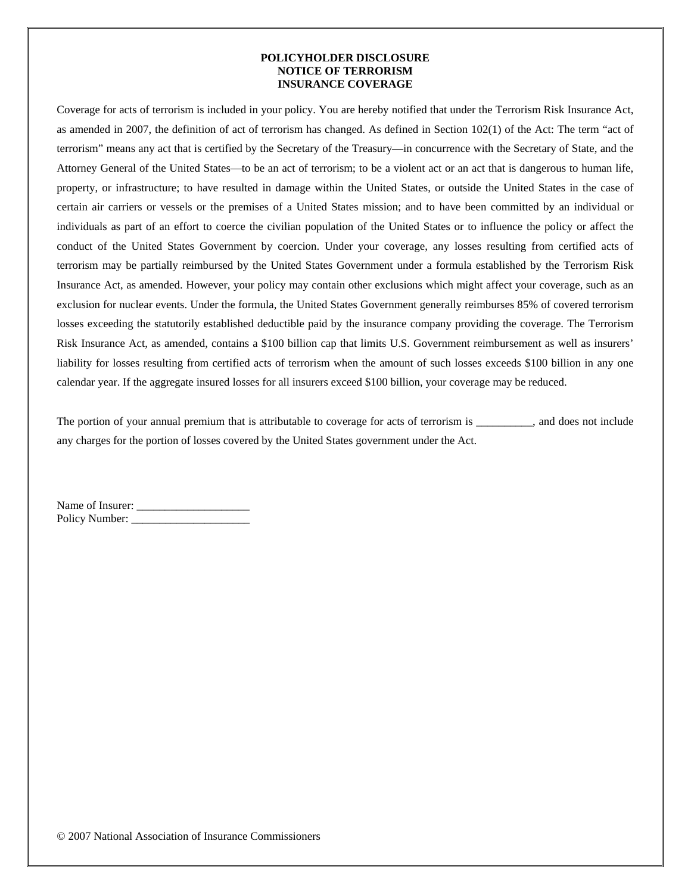**POLICYHOLDER DISCLOSURE**
**NOTICE OF TERRORISM**
**INSURANCE COVERAGE**

Coverage for acts of terrorism is included in your policy. You are hereby notified that under the Terrorism Risk Insurance Act, as amended in 2007, the definition of act of terrorism has changed. As defined in Section 102(1) of the Act: The term “act of terrorism” means any act that is certified by the Secretary of the Treasury—in concurrence with the Secretary of State, and the Attorney General of the United States—to be an act of terrorism; to be a violent act or an act that is dangerous to human life, property, or infrastructure; to have resulted in damage within the United States, or outside the United States in the case of certain air carriers or vessels or the premises of a United States mission; and to have been committed by an individual or individuals as part of an effort to coerce the civilian population of the United States or to influence the policy or affect the conduct of the United States Government by coercion. Under your coverage, any losses resulting from certified acts of terrorism may be partially reimbursed by the United States Government under a formula established by the Terrorism Risk Insurance Act, as amended. However, your policy may contain other exclusions which might affect your coverage, such as an exclusion for nuclear events. Under the formula, the United States Government generally reimburses 85% of covered terrorism losses exceeding the statutorily established deductible paid by the insurance company providing the coverage. The Terrorism Risk Insurance Act, as amended, contains a $100 billion cap that limits U.S. Government reimbursement as well as insurers’ liability for losses resulting from certified acts of terrorism when the amount of such losses exceeds $100 billion in any one calendar year. If the aggregate insured losses for all insurers exceed $100 billion, your coverage may be reduced.

The portion of your annual premium that is attributable to coverage for acts of terrorism is __________, and does not include any charges for the portion of losses covered by the United States government under the Act.

Name of Insurer: ____________________
Policy Number: ______________________

© 2007 National Association of Insurance Commissioners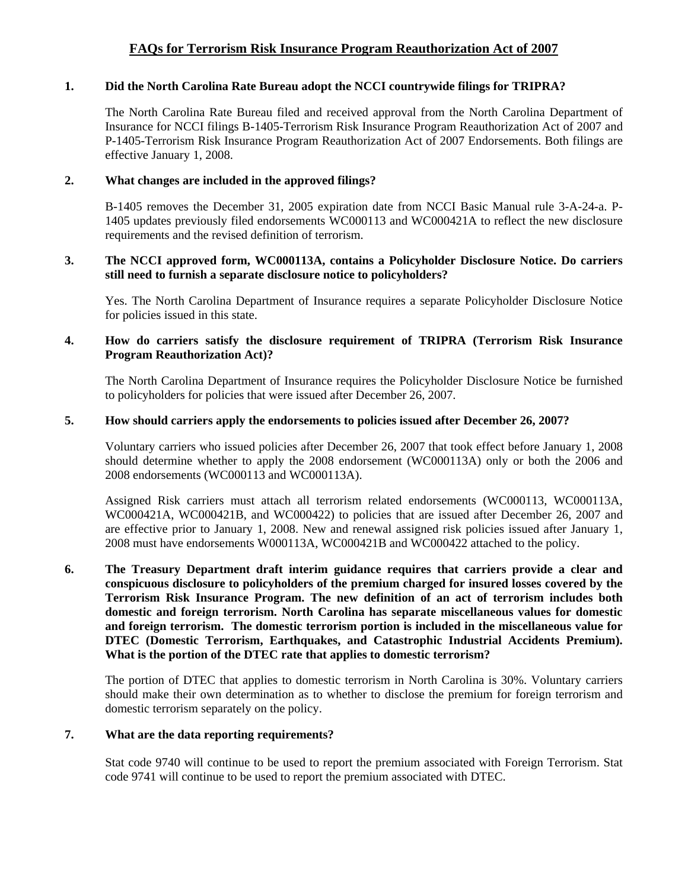# FAQs for Terrorism Risk Insurance Program Reauthorization Act of 2007

**1. Did the North Carolina Rate Bureau adopt the NCCI countrywide filings for TRIPRA?**

The North Carolina Rate Bureau filed and received approval from the North Carolina Department of Insurance for NCCI filings B-1405-Terrorism Risk Insurance Program Reauthorization Act of 2007 and P-1405-Terrorism Risk Insurance Program Reauthorization Act of 2007 Endorsements. Both filings are effective January 1, 2008.

**2. What changes are included in the approved filings?**

B-1405 removes the December 31, 2005 expiration date from NCCI Basic Manual rule 3-A-24-a. P-1405 updates previously filed endorsements WC000113 and WC000421A to reflect the new disclosure requirements and the revised definition of terrorism.

**3. The NCCI approved form, WC000113A, contains a Policyholder Disclosure Notice. Do carriers still need to furnish a separate disclosure notice to policyholders?**

Yes. The North Carolina Department of Insurance requires a separate Policyholder Disclosure Notice for policies issued in this state.

**4. How do carriers satisfy the disclosure requirement of TRIPRA (Terrorism Risk Insurance Program Reauthorization Act)?**

The North Carolina Department of Insurance requires the Policyholder Disclosure Notice be furnished to policyholders for policies that were issued after December 26, 2007.

**5. How should carriers apply the endorsements to policies issued after December 26, 2007?**

Voluntary carriers who issued policies after December 26, 2007 that took effect before January 1, 2008 should determine whether to apply the 2008 endorsement (WC000113A) only or both the 2006 and 2008 endorsements (WC000113 and WC000113A).

Assigned Risk carriers must attach all terrorism related endorsements (WC000113, WC000113A, WC000421A, WC000421B, and WC000422) to policies that are issued after December 26, 2007 and are effective prior to January 1, 2008. New and renewal assigned risk policies issued after January 1, 2008 must have endorsements W000113A, WC000421B and WC000422 attached to the policy.

**6. The Treasury Department draft interim guidance requires that carriers provide a clear and conspicuous disclosure to policyholders of the premium charged for insured losses covered by the Terrorism Risk Insurance Program. The new definition of an act of terrorism includes both domestic and foreign terrorism. North Carolina has separate miscellaneous values for domestic and foreign terrorism. The domestic terrorism portion is included in the miscellaneous value for DTEC (Domestic Terrorism, Earthquakes, and Catastrophic Industrial Accidents Premium). What is the portion of the DTEC rate that applies to domestic terrorism?**

The portion of DTEC that applies to domestic terrorism in North Carolina is 30%. Voluntary carriers should make their own determination as to whether to disclose the premium for foreign terrorism and domestic terrorism separately on the policy.

**7. What are the data reporting requirements?**

Stat code 9740 will continue to be used to report the premium associated with Foreign Terrorism. Stat code 9741 will continue to be used to report the premium associated with DTEC.